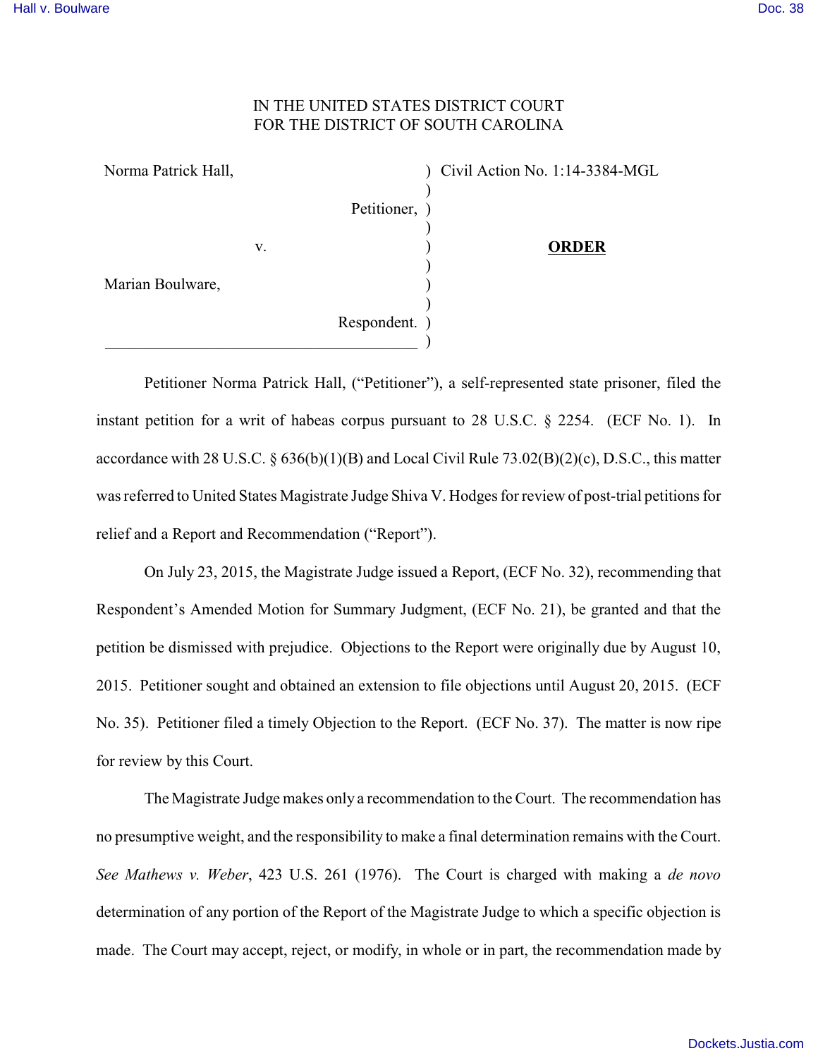IN THE UNITED STATES DISTRICT COURT
FOR THE DISTRICT OF SOUTH CAROLINA

| | | |
|---|---|---|
| Norma Patrick Hall, | ) | Civil Action No. 1:14-3384-MGL |
| Petitioner, | ) | |
| v. | ) | **ORDER** |
| Marian Boulware, | ) | |
| Respondent. | ) | |

Petitioner Norma Patrick Hall, ("Petitioner"), a self-represented state prisoner, filed the instant petition for a writ of habeas corpus pursuant to 28 U.S.C. § 2254. (ECF No. 1). In accordance with 28 U.S.C. § 636(b)(1)(B) and Local Civil Rule 73.02(B)(2)(c), D.S.C., this matter was referred to United States Magistrate Judge Shiva V. Hodges for review of post-trial petitions for relief and a Report and Recommendation ("Report").

On July 23, 2015, the Magistrate Judge issued a Report, (ECF No. 32), recommending that Respondent's Amended Motion for Summary Judgment, (ECF No. 21), be granted and that the petition be dismissed with prejudice. Objections to the Report were originally due by August 10, 2015. Petitioner sought and obtained an extension to file objections until August 20, 2015. (ECF No. 35). Petitioner filed a timely Objection to the Report. (ECF No. 37). The matter is now ripe for review by this Court.

The Magistrate Judge makes only a recommendation to the Court. The recommendation has no presumptive weight, and the responsibility to make a final determination remains with the Court. *See Mathews v. Weber*, 423 U.S. 261 (1976). The Court is charged with making a *de novo* determination of any portion of the Report of the Magistrate Judge to which a specific objection is made. The Court may accept, reject, or modify, in whole or in part, the recommendation made by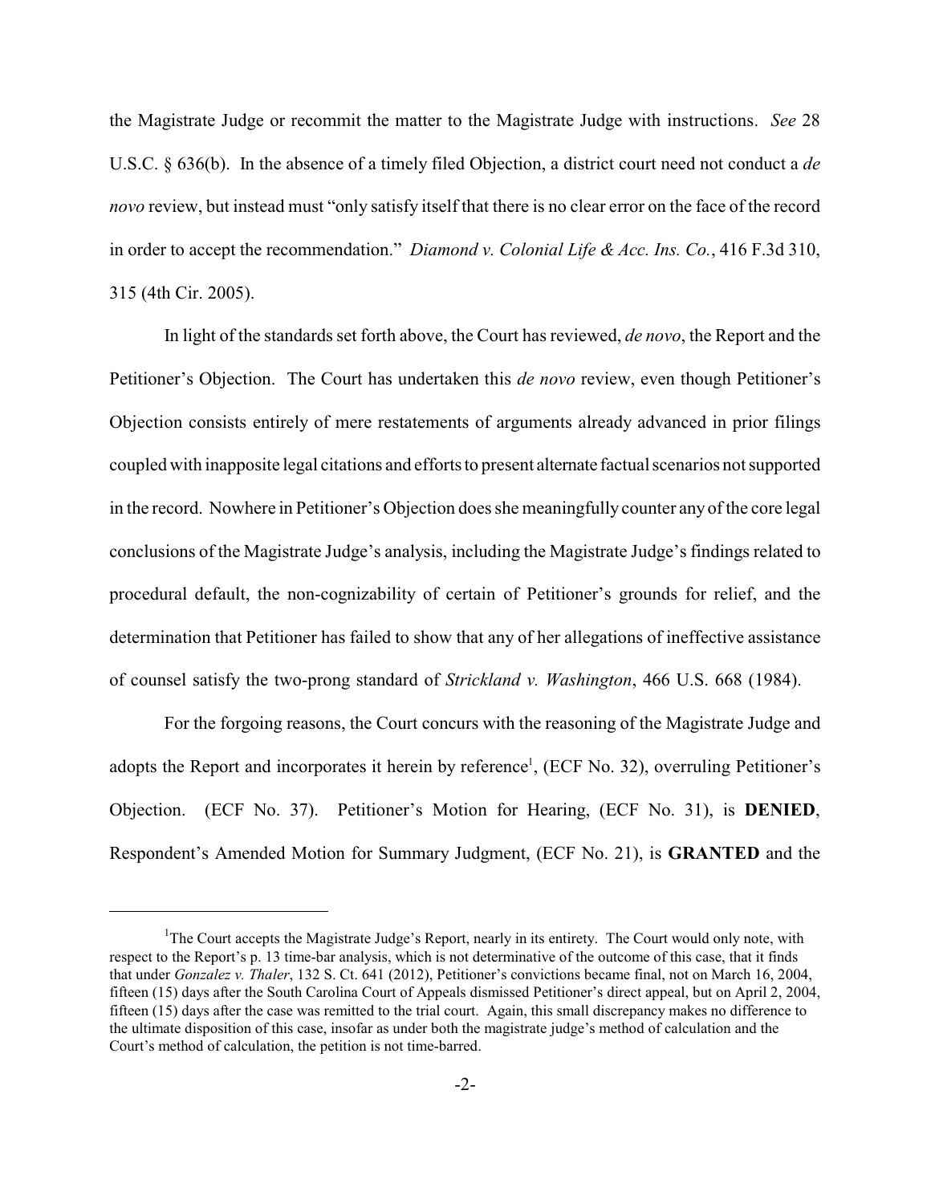the Magistrate Judge or recommit the matter to the Magistrate Judge with instructions. *See* 28 U.S.C. § 636(b). In the absence of a timely filed Objection, a district court need not conduct a *de novo* review, but instead must "only satisfy itself that there is no clear error on the face of the record in order to accept the recommendation." *Diamond v. Colonial Life & Acc. Ins. Co.*, 416 F.3d 310, 315 (4th Cir. 2005).

In light of the standards set forth above, the Court has reviewed, *de novo*, the Report and the Petitioner's Objection. The Court has undertaken this *de novo* review, even though Petitioner's Objection consists entirely of mere restatements of arguments already advanced in prior filings coupled with inapposite legal citations and efforts to present alternate factual scenarios not supported in the record. Nowhere in Petitioner's Objection does she meaningfully counter any of the core legal conclusions of the Magistrate Judge's analysis, including the Magistrate Judge's findings related to procedural default, the non-cognizability of certain of Petitioner's grounds for relief, and the determination that Petitioner has failed to show that any of her allegations of ineffective assistance of counsel satisfy the two-prong standard of *Strickland v. Washington*, 466 U.S. 668 (1984).

For the forgoing reasons, the Court concurs with the reasoning of the Magistrate Judge and adopts the Report and incorporates it herein by reference[1], (ECF No. 32), overruling Petitioner's Objection. (ECF No. 37). Petitioner's Motion for Hearing, (ECF No. 31), is **DENIED**, Respondent's Amended Motion for Summary Judgment, (ECF No. 21), is **GRANTED** and the

---

[1]The Court accepts the Magistrate Judge's Report, nearly in its entirety. The Court would only note, with respect to the Report's p. 13 time-bar analysis, which is not determinative of the outcome of this case, that it finds that under *Gonzalez v. Thaler*, 132 S. Ct. 641 (2012), Petitioner's convictions became final, not on March 16, 2004, fifteen (15) days after the South Carolina Court of Appeals dismissed Petitioner's direct appeal, but on April 2, 2004, fifteen (15) days after the case was remitted to the trial court. Again, this small discrepancy makes no difference to the ultimate disposition of this case, insofar as under both the magistrate judge's method of calculation and the Court's method of calculation, the petition is not time-barred.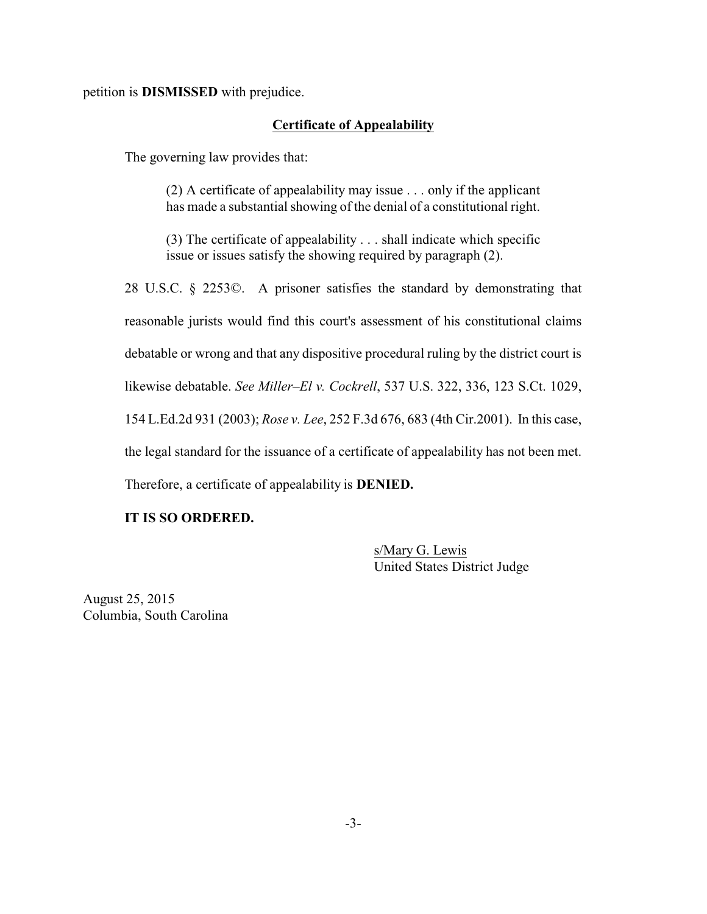petition is **DISMISSED** with prejudice.

**Certificate of Appealability**

The governing law provides that:

> (2) A certificate of appealability may issue . . . only if the applicant has made a substantial showing of the denial of a constitutional right.
>
> (3) The certificate of appealability . . . shall indicate which specific issue or issues satisfy the showing required by paragraph (2).

28 U.S.C. § 2253©. A prisoner satisfies the standard by demonstrating that reasonable jurists would find this court's assessment of his constitutional claims debatable or wrong and that any dispositive procedural ruling by the district court is likewise debatable. *See Miller–El v. Cockrell*, 537 U.S. 322, 336, 123 S.Ct. 1029, 154 L.Ed.2d 931 (2003); *Rose v. Lee*, 252 F.3d 676, 683 (4th Cir.2001). In this case, the legal standard for the issuance of a certificate of appealability has not been met. Therefore, a certificate of appealability is **DENIED.**

**IT IS SO ORDERED.**

s/Mary G. Lewis
United States District Judge

August 25, 2015
Columbia, South Carolina